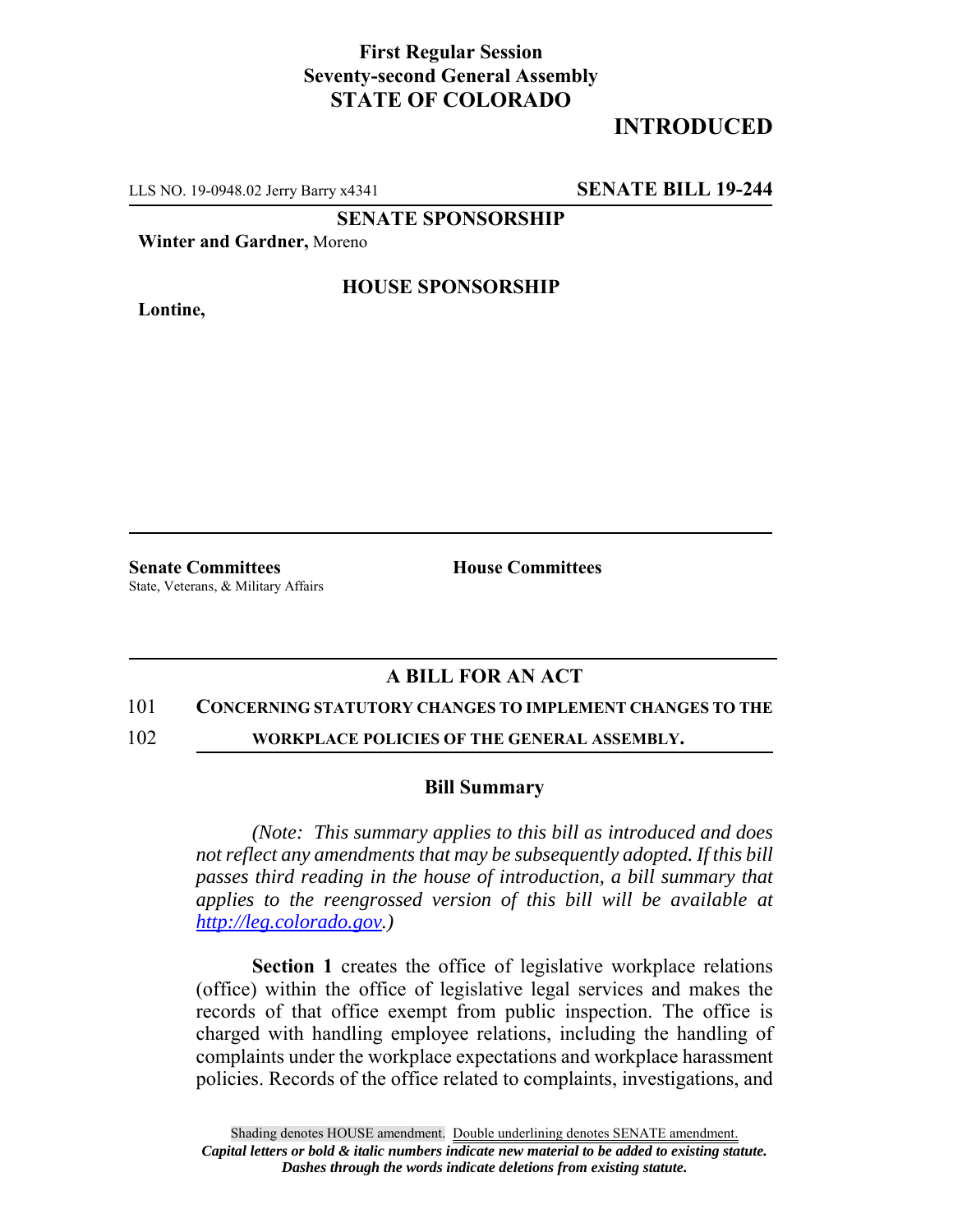**First Regular Session**
**Seventy-second General Assembly**
**STATE OF COLORADO**

# INTRODUCED

LLS NO. 19-0948.02 Jerry Barry x4341 **SENATE BILL 19-244**

**SENATE SPONSORSHIP**

**Winter and Gardner,** Moreno

**HOUSE SPONSORSHIP**

**Lontine,**

**Senate Committees**
State, Veterans, & Military Affairs

**House Committees**

## A BILL FOR AN ACT

101 **CONCERNING STATUTORY CHANGES TO IMPLEMENT CHANGES TO THE**
102 **WORKPLACE POLICIES OF THE GENERAL ASSEMBLY.**

### Bill Summary

*(Note: This summary applies to this bill as introduced and does not reflect any amendments that may be subsequently adopted. If this bill passes third reading in the house of introduction, a bill summary that applies to the reengrossed version of this bill will be available at http://leg.colorado.gov.)*

**Section 1** creates the office of legislative workplace relations (office) within the office of legislative legal services and makes the records of that office exempt from public inspection. The office is charged with handling employee relations, including the handling of complaints under the workplace expectations and workplace harassment policies. Records of the office related to complaints, investigations, and

Shading denotes HOUSE amendment. Double underlining denotes SENATE amendment.
*Capital letters or bold & italic numbers indicate new material to be added to existing statute.*
*Dashes through the words indicate deletions from existing statute.*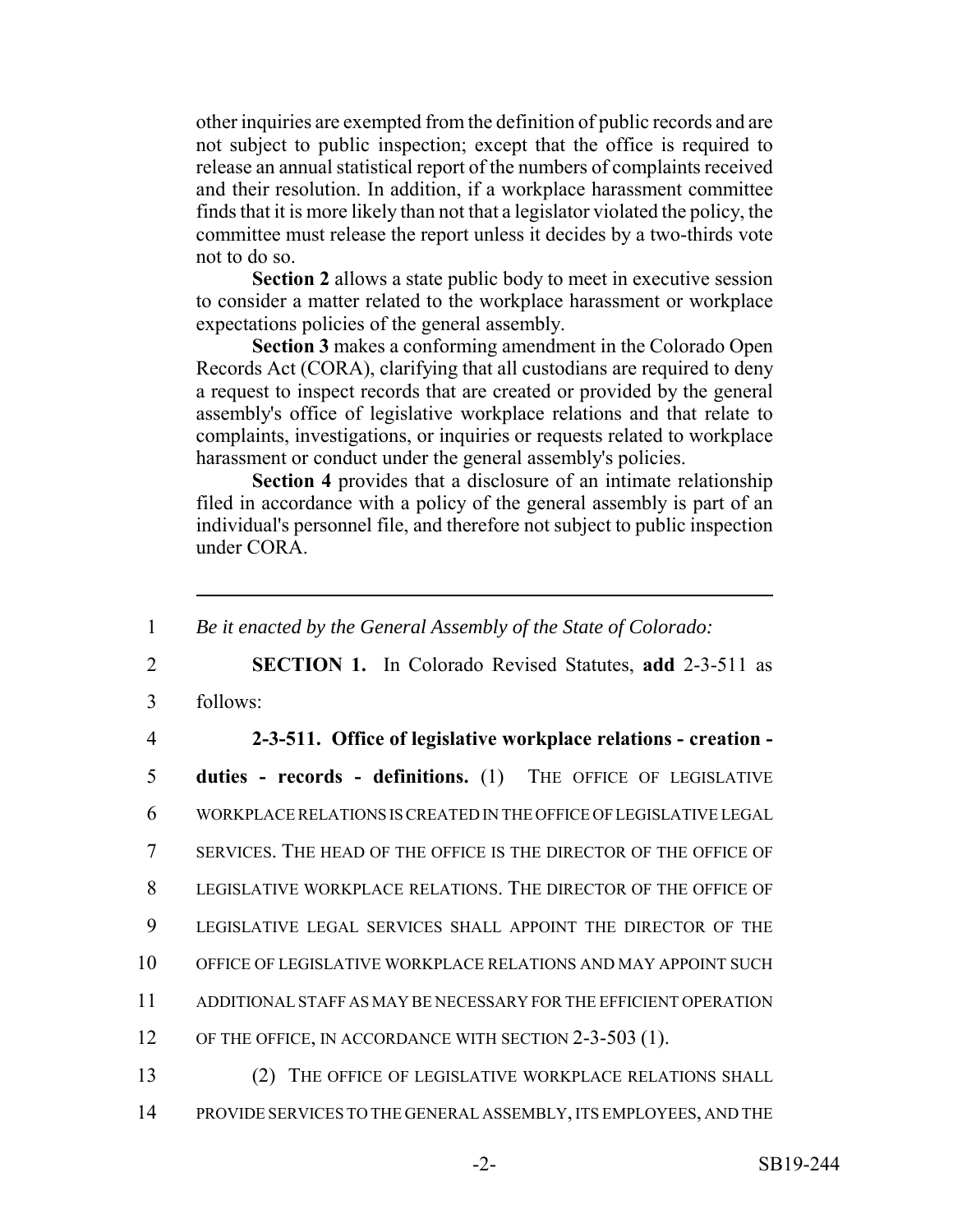other inquiries are exempted from the definition of public records and are not subject to public inspection; except that the office is required to release an annual statistical report of the numbers of complaints received and their resolution. In addition, if a workplace harassment committee finds that it is more likely than not that a legislator violated the policy, the committee must release the report unless it decides by a two-thirds vote not to do so.

**Section 2** allows a state public body to meet in executive session to consider a matter related to the workplace harassment or workplace expectations policies of the general assembly.

**Section 3** makes a conforming amendment in the Colorado Open Records Act (CORA), clarifying that all custodians are required to deny a request to inspect records that are created or provided by the general assembly's office of legislative workplace relations and that relate to complaints, investigations, or inquiries or requests related to workplace harassment or conduct under the general assembly's policies.

**Section 4** provides that a disclosure of an intimate relationship filed in accordance with a policy of the general assembly is part of an individual's personnel file, and therefore not subject to public inspection under CORA.

---

1 *Be it enacted by the General Assembly of the State of Colorado:*

2 **SECTION 1.** In Colorado Revised Statutes, **add** 2-3-511 as
3 follows:

4 **2-3-511. Office of legislative workplace relations - creation -**
5 **duties - records - definitions.** (1) THE OFFICE OF LEGISLATIVE
6 WORKPLACE RELATIONS IS CREATED IN THE OFFICE OF LEGISLATIVE LEGAL
7 SERVICES. THE HEAD OF THE OFFICE IS THE DIRECTOR OF THE OFFICE OF
8 LEGISLATIVE WORKPLACE RELATIONS. THE DIRECTOR OF THE OFFICE OF
9 LEGISLATIVE LEGAL SERVICES SHALL APPOINT THE DIRECTOR OF THE
10 OFFICE OF LEGISLATIVE WORKPLACE RELATIONS AND MAY APPOINT SUCH
11 ADDITIONAL STAFF AS MAY BE NECESSARY FOR THE EFFICIENT OPERATION
12 OF THE OFFICE, IN ACCORDANCE WITH SECTION 2-3-503 (1).

13 (2) THE OFFICE OF LEGISLATIVE WORKPLACE RELATIONS SHALL
14 PROVIDE SERVICES TO THE GENERAL ASSEMBLY, ITS EMPLOYEES, AND THE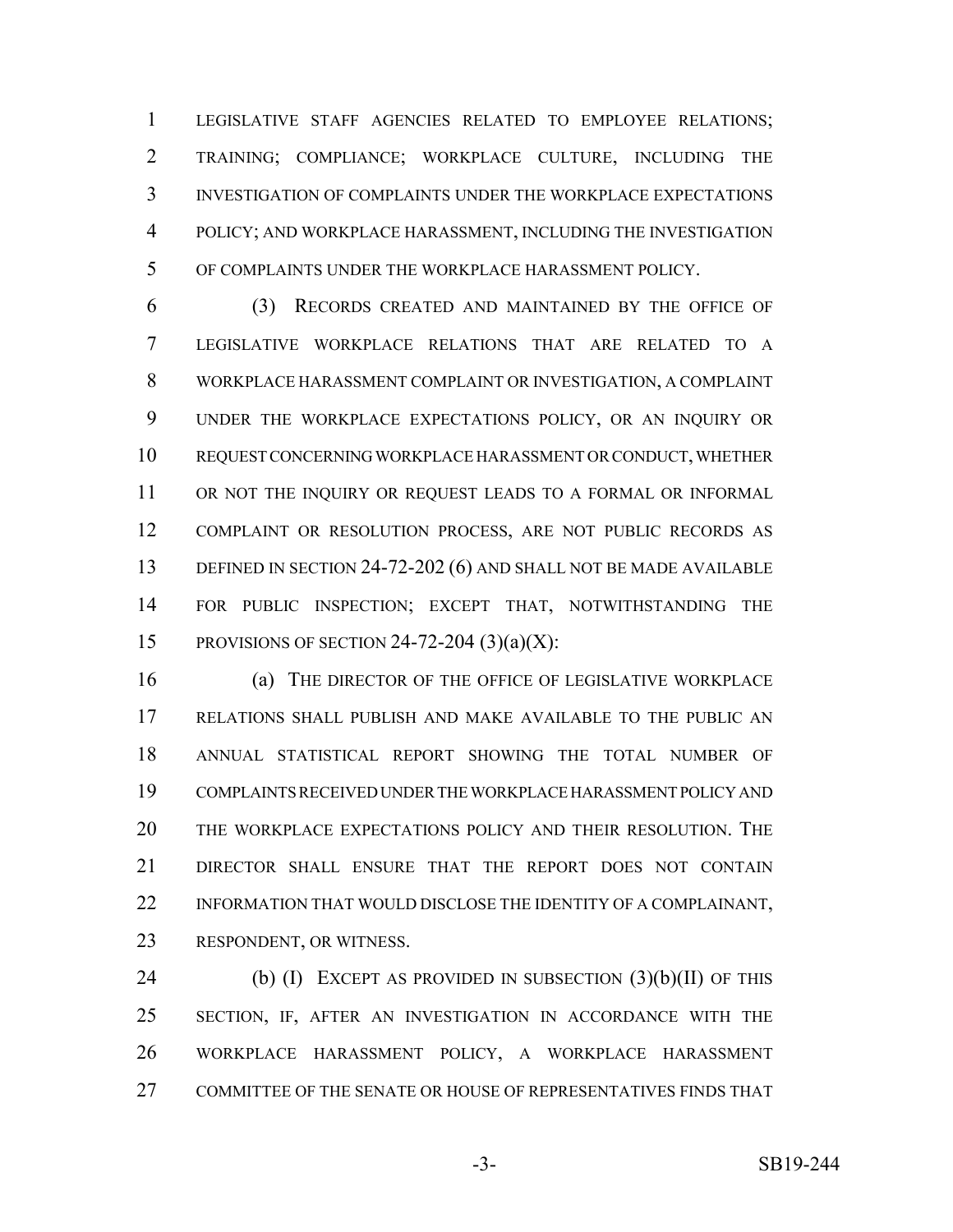LEGISLATIVE STAFF AGENCIES RELATED TO EMPLOYEE RELATIONS; TRAINING; COMPLIANCE; WORKPLACE CULTURE, INCLUDING THE INVESTIGATION OF COMPLAINTS UNDER THE WORKPLACE EXPECTATIONS POLICY; AND WORKPLACE HARASSMENT, INCLUDING THE INVESTIGATION OF COMPLAINTS UNDER THE WORKPLACE HARASSMENT POLICY.

(3) RECORDS CREATED AND MAINTAINED BY THE OFFICE OF LEGISLATIVE WORKPLACE RELATIONS THAT ARE RELATED TO A WORKPLACE HARASSMENT COMPLAINT OR INVESTIGATION, A COMPLAINT UNDER THE WORKPLACE EXPECTATIONS POLICY, OR AN INQUIRY OR REQUEST CONCERNING WORKPLACE HARASSMENT OR CONDUCT, WHETHER OR NOT THE INQUIRY OR REQUEST LEADS TO A FORMAL OR INFORMAL COMPLAINT OR RESOLUTION PROCESS, ARE NOT PUBLIC RECORDS AS DEFINED IN SECTION 24-72-202 (6) AND SHALL NOT BE MADE AVAILABLE FOR PUBLIC INSPECTION; EXCEPT THAT, NOTWITHSTANDING THE PROVISIONS OF SECTION 24-72-204 (3)(a)(X):

(a) THE DIRECTOR OF THE OFFICE OF LEGISLATIVE WORKPLACE RELATIONS SHALL PUBLISH AND MAKE AVAILABLE TO THE PUBLIC AN ANNUAL STATISTICAL REPORT SHOWING THE TOTAL NUMBER OF COMPLAINTS RECEIVED UNDER THE WORKPLACE HARASSMENT POLICY AND THE WORKPLACE EXPECTATIONS POLICY AND THEIR RESOLUTION. THE DIRECTOR SHALL ENSURE THAT THE REPORT DOES NOT CONTAIN INFORMATION THAT WOULD DISCLOSE THE IDENTITY OF A COMPLAINANT, RESPONDENT, OR WITNESS.

(b) (I) EXCEPT AS PROVIDED IN SUBSECTION (3)(b)(II) OF THIS SECTION, IF, AFTER AN INVESTIGATION IN ACCORDANCE WITH THE WORKPLACE HARASSMENT POLICY, A WORKPLACE HARASSMENT COMMITTEE OF THE SENATE OR HOUSE OF REPRESENTATIVES FINDS THAT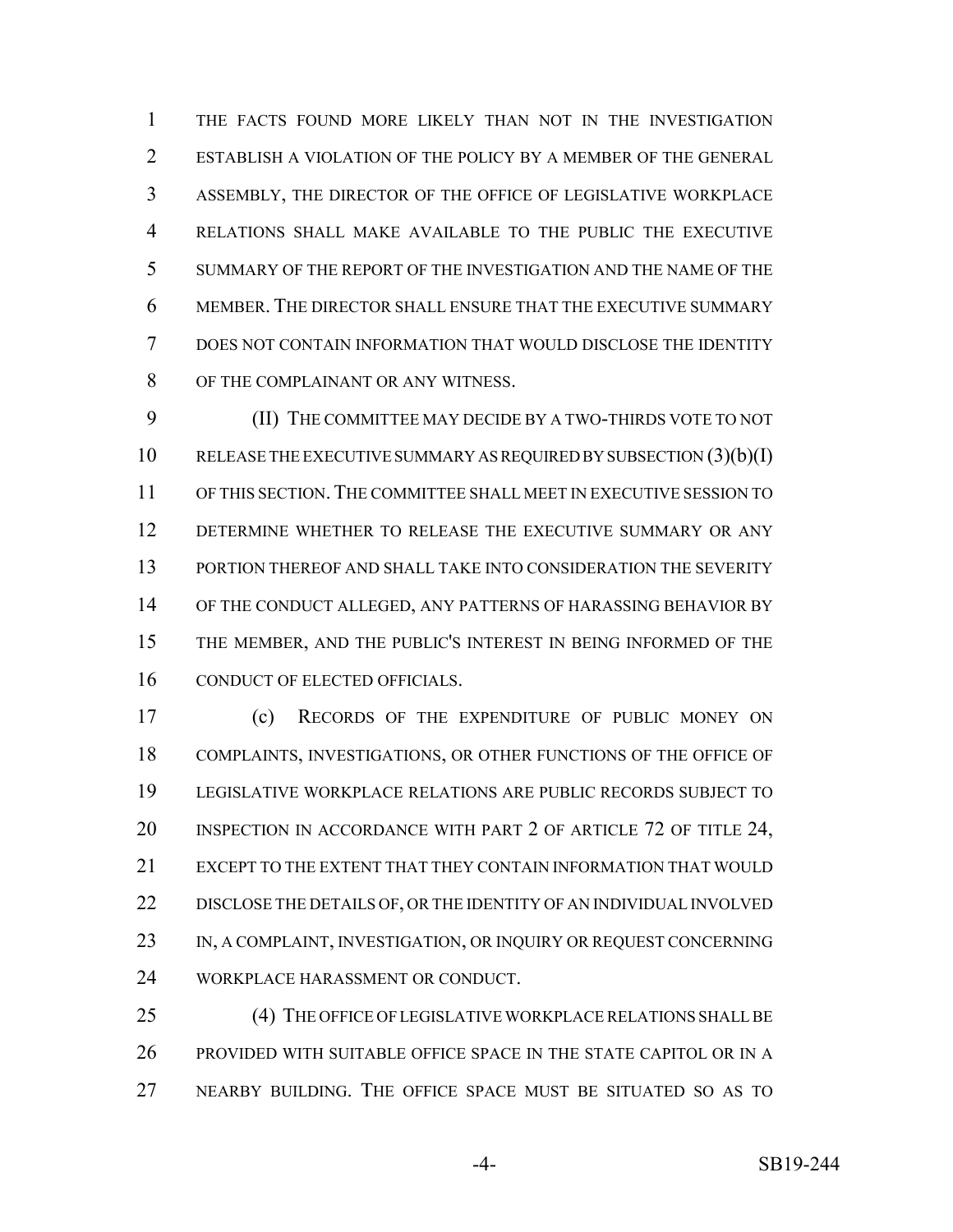THE FACTS FOUND MORE LIKELY THAN NOT IN THE INVESTIGATION ESTABLISH A VIOLATION OF THE POLICY BY A MEMBER OF THE GENERAL ASSEMBLY, THE DIRECTOR OF THE OFFICE OF LEGISLATIVE WORKPLACE RELATIONS SHALL MAKE AVAILABLE TO THE PUBLIC THE EXECUTIVE SUMMARY OF THE REPORT OF THE INVESTIGATION AND THE NAME OF THE MEMBER. THE DIRECTOR SHALL ENSURE THAT THE EXECUTIVE SUMMARY DOES NOT CONTAIN INFORMATION THAT WOULD DISCLOSE THE IDENTITY OF THE COMPLAINANT OR ANY WITNESS.

(II) THE COMMITTEE MAY DECIDE BY A TWO-THIRDS VOTE TO NOT RELEASE THE EXECUTIVE SUMMARY AS REQUIRED BY SUBSECTION (3)(b)(I) OF THIS SECTION. THE COMMITTEE SHALL MEET IN EXECUTIVE SESSION TO DETERMINE WHETHER TO RELEASE THE EXECUTIVE SUMMARY OR ANY PORTION THEREOF AND SHALL TAKE INTO CONSIDERATION THE SEVERITY OF THE CONDUCT ALLEGED, ANY PATTERNS OF HARASSING BEHAVIOR BY THE MEMBER, AND THE PUBLIC'S INTEREST IN BEING INFORMED OF THE CONDUCT OF ELECTED OFFICIALS.

(c) RECORDS OF THE EXPENDITURE OF PUBLIC MONEY ON COMPLAINTS, INVESTIGATIONS, OR OTHER FUNCTIONS OF THE OFFICE OF LEGISLATIVE WORKPLACE RELATIONS ARE PUBLIC RECORDS SUBJECT TO INSPECTION IN ACCORDANCE WITH PART 2 OF ARTICLE 72 OF TITLE 24, EXCEPT TO THE EXTENT THAT THEY CONTAIN INFORMATION THAT WOULD DISCLOSE THE DETAILS OF, OR THE IDENTITY OF AN INDIVIDUAL INVOLVED IN, A COMPLAINT, INVESTIGATION, OR INQUIRY OR REQUEST CONCERNING WORKPLACE HARASSMENT OR CONDUCT.

(4) THE OFFICE OF LEGISLATIVE WORKPLACE RELATIONS SHALL BE PROVIDED WITH SUITABLE OFFICE SPACE IN THE STATE CAPITOL OR IN A NEARBY BUILDING. THE OFFICE SPACE MUST BE SITUATED SO AS TO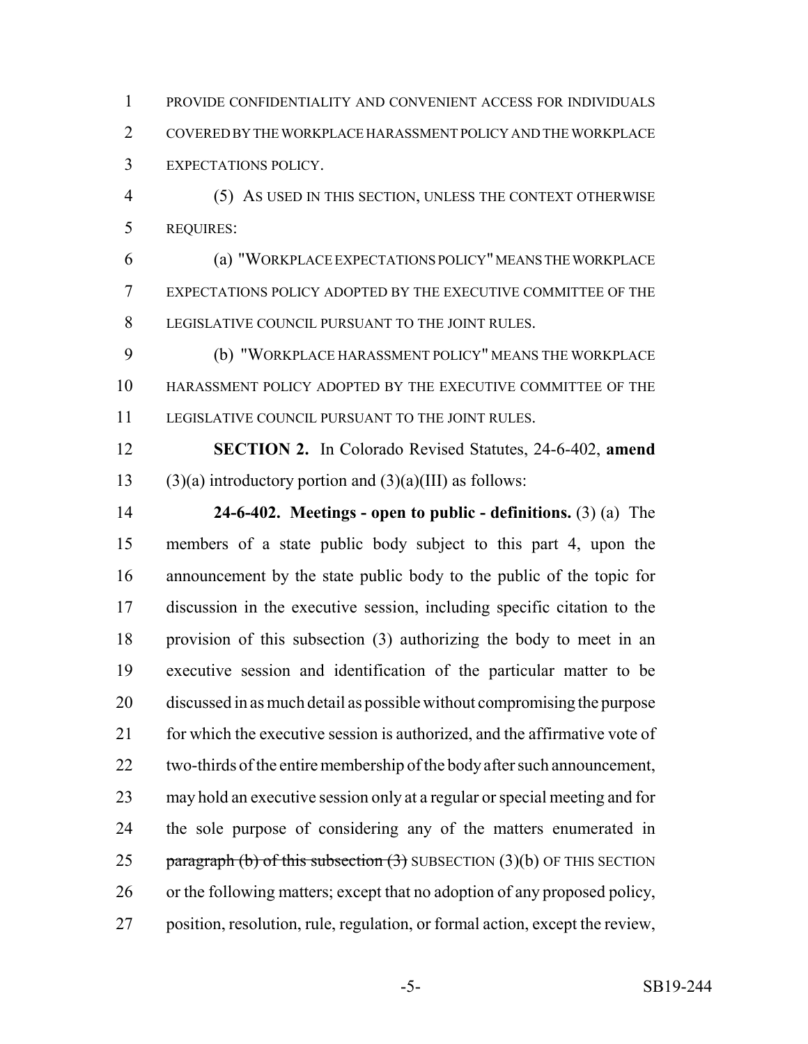PROVIDE CONFIDENTIALITY AND CONVENIENT ACCESS FOR INDIVIDUALS COVERED BY THE WORKPLACE HARASSMENT POLICY AND THE WORKPLACE EXPECTATIONS POLICY.

(5) AS USED IN THIS SECTION, UNLESS THE CONTEXT OTHERWISE REQUIRES:

(a) "WORKPLACE EXPECTATIONS POLICY" MEANS THE WORKPLACE EXPECTATIONS POLICY ADOPTED BY THE EXECUTIVE COMMITTEE OF THE LEGISLATIVE COUNCIL PURSUANT TO THE JOINT RULES.

(b) "WORKPLACE HARASSMENT POLICY" MEANS THE WORKPLACE HARASSMENT POLICY ADOPTED BY THE EXECUTIVE COMMITTEE OF THE LEGISLATIVE COUNCIL PURSUANT TO THE JOINT RULES.

**SECTION 2.** In Colorado Revised Statutes, 24-6-402, **amend** (3)(a) introductory portion and (3)(a)(III) as follows:

**24-6-402. Meetings - open to public - definitions.** (3) (a) The members of a state public body subject to this part 4, upon the announcement by the state public body to the public of the topic for discussion in the executive session, including specific citation to the provision of this subsection (3) authorizing the body to meet in an executive session and identification of the particular matter to be discussed in as much detail as possible without compromising the purpose for which the executive session is authorized, and the affirmative vote of two-thirds of the entire membership of the body after such announcement, may hold an executive session only at a regular or special meeting and for the sole purpose of considering any of the matters enumerated in ~~paragraph (b) of this subsection (3)~~ SUBSECTION (3)(b) OF THIS SECTION or the following matters; except that no adoption of any proposed policy, position, resolution, rule, regulation, or formal action, except the review,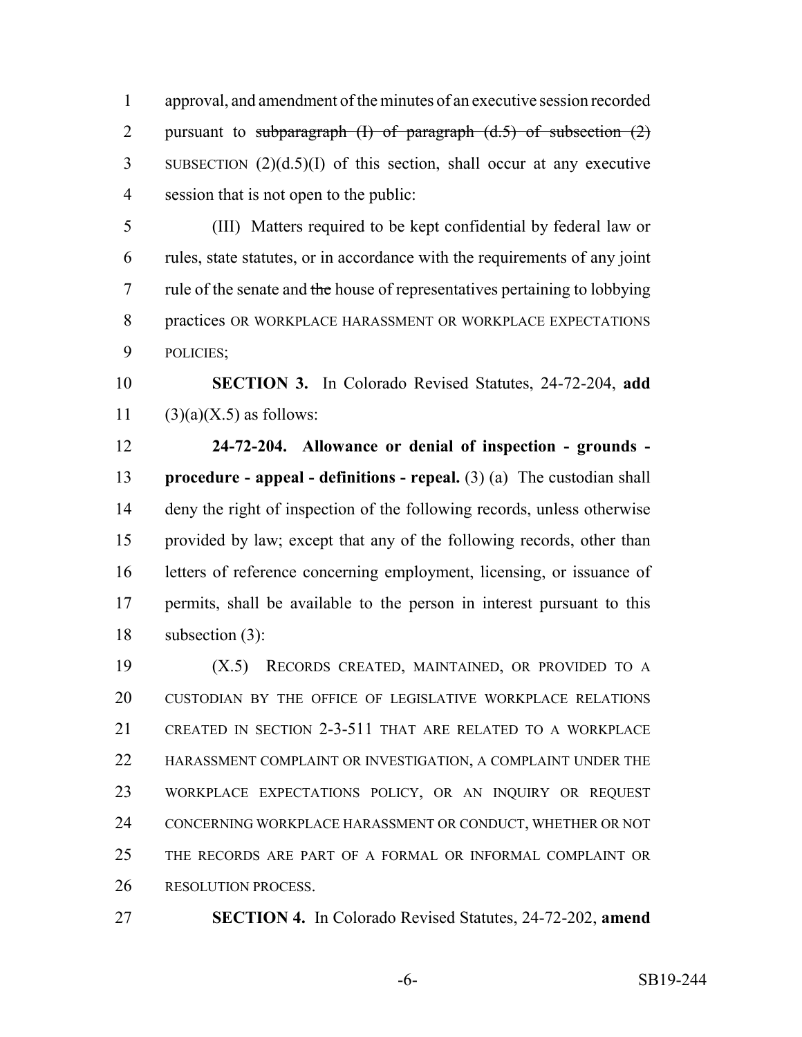approval, and amendment of the minutes of an executive session recorded pursuant to ~~subparagraph (I) of paragraph (d.5) of subsection (2)~~ SUBSECTION (2)(d.5)(I) of this section, shall occur at any executive session that is not open to the public:

(III) Matters required to be kept confidential by federal law or rules, state statutes, or in accordance with the requirements of any joint rule of the senate and ~~the~~ house of representatives pertaining to lobbying practices OR WORKPLACE HARASSMENT OR WORKPLACE EXPECTATIONS POLICIES;

**SECTION 3.** In Colorado Revised Statutes, 24-72-204, **add** (3)(a)(X.5) as follows:

**24-72-204. Allowance or denial of inspection - grounds - procedure - appeal - definitions - repeal.** (3) (a) The custodian shall deny the right of inspection of the following records, unless otherwise provided by law; except that any of the following records, other than letters of reference concerning employment, licensing, or issuance of permits, shall be available to the person in interest pursuant to this subsection (3):

(X.5) RECORDS CREATED, MAINTAINED, OR PROVIDED TO A CUSTODIAN BY THE OFFICE OF LEGISLATIVE WORKPLACE RELATIONS CREATED IN SECTION 2-3-511 THAT ARE RELATED TO A WORKPLACE HARASSMENT COMPLAINT OR INVESTIGATION, A COMPLAINT UNDER THE WORKPLACE EXPECTATIONS POLICY, OR AN INQUIRY OR REQUEST CONCERNING WORKPLACE HARASSMENT OR CONDUCT, WHETHER OR NOT THE RECORDS ARE PART OF A FORMAL OR INFORMAL COMPLAINT OR RESOLUTION PROCESS.

**SECTION 4.** In Colorado Revised Statutes, 24-72-202, **amend**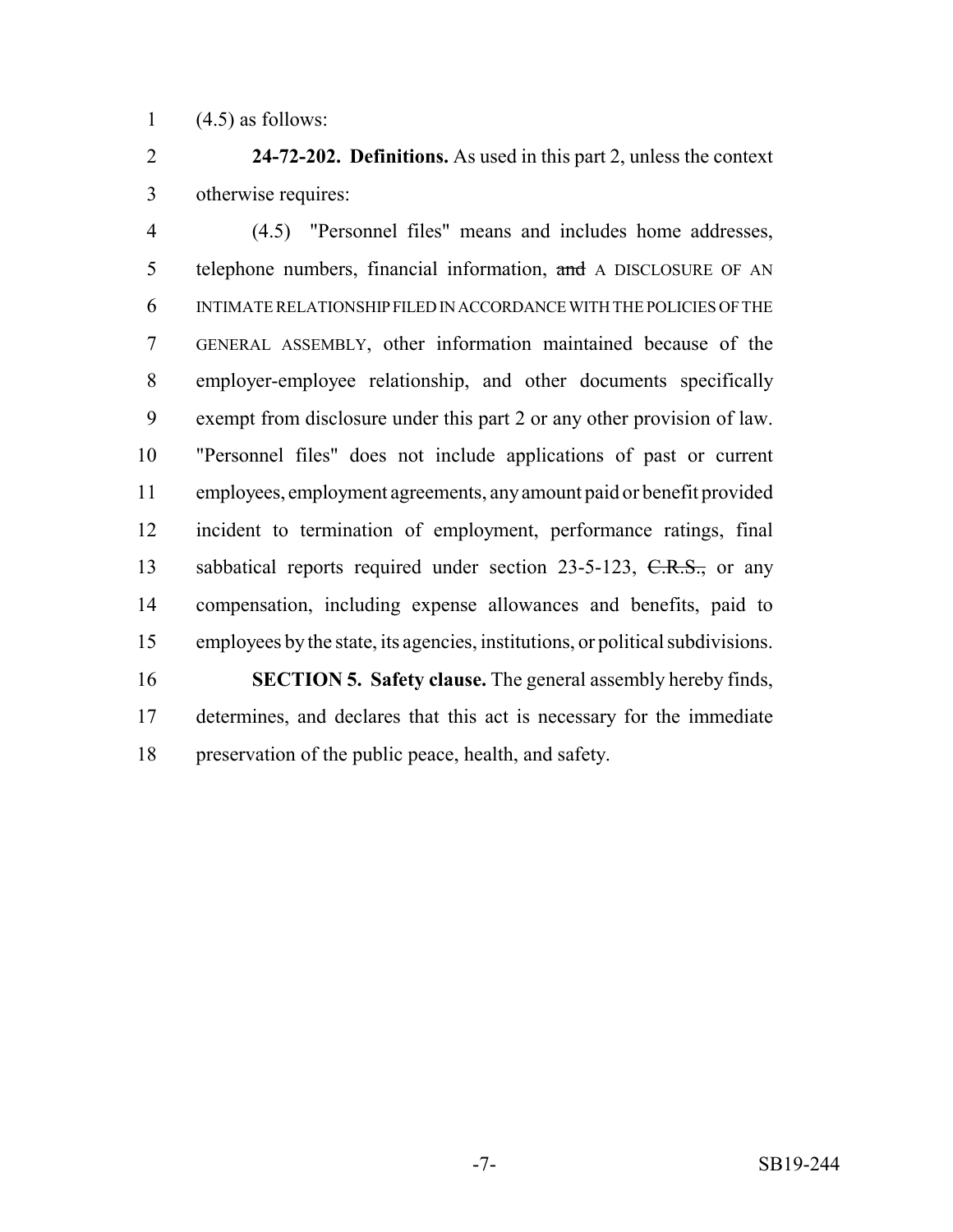(4.5) as follows:

**24-72-202. Definitions.** As used in this part 2, unless the context otherwise requires:

(4.5) "Personnel files" means and includes home addresses, telephone numbers, financial information, ~~and~~ A DISCLOSURE OF AN INTIMATE RELATIONSHIP FILED IN ACCORDANCE WITH THE POLICIES OF THE GENERAL ASSEMBLY, other information maintained because of the employer-employee relationship, and other documents specifically exempt from disclosure under this part 2 or any other provision of law. "Personnel files" does not include applications of past or current employees, employment agreements, any amount paid or benefit provided incident to termination of employment, performance ratings, final sabbatical reports required under section 23-5-123, ~~C.R.S.,~~ or any compensation, including expense allowances and benefits, paid to employees by the state, its agencies, institutions, or political subdivisions.

**SECTION 5. Safety clause.** The general assembly hereby finds, determines, and declares that this act is necessary for the immediate preservation of the public peace, health, and safety.